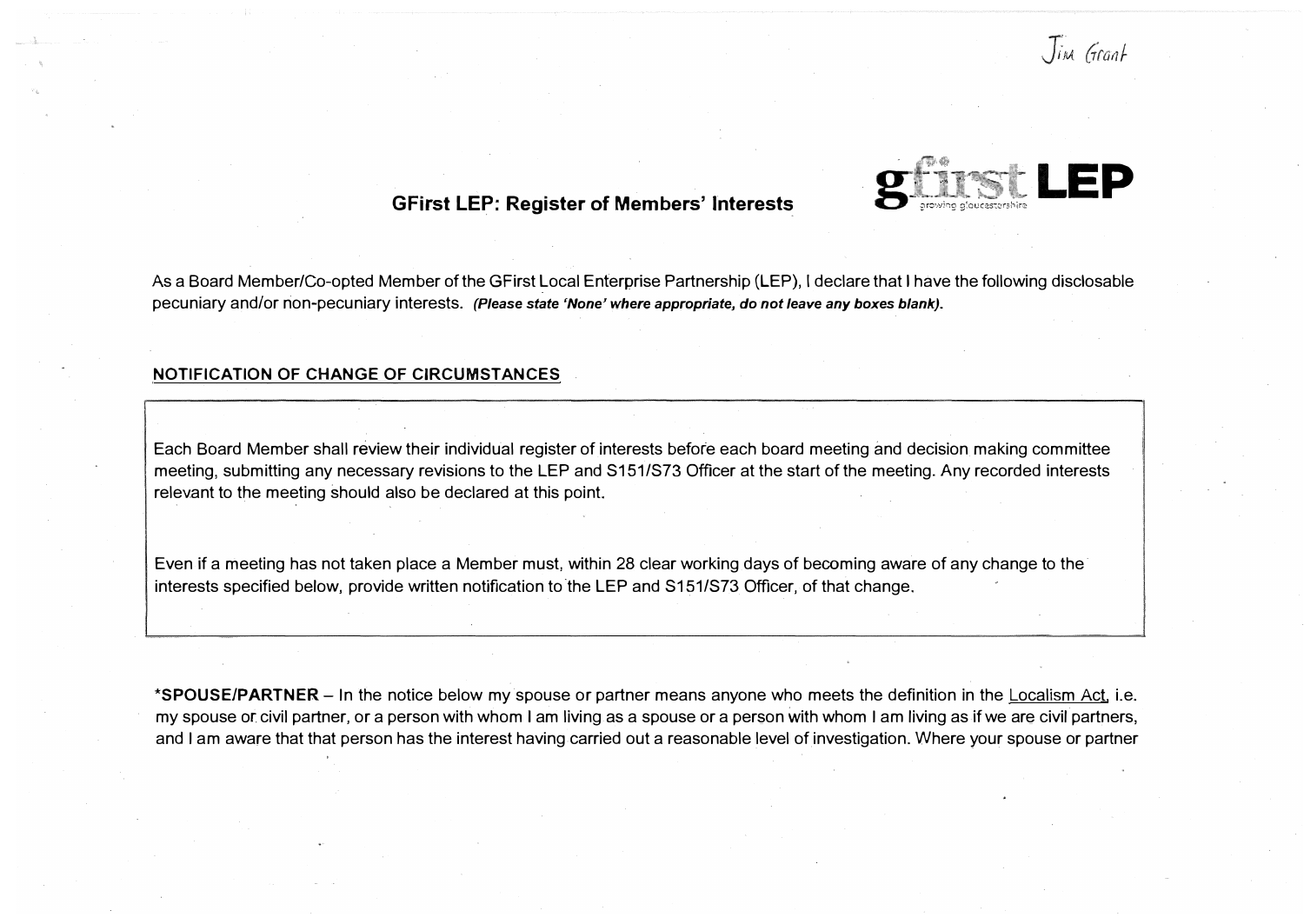Jim Grant

## GFirst LEP: Register of Members' Interests

**gfirst LEP**

As a Board Member/Co-opted Member of the GFirst Local Enterprise Partnership (LEP), I declare that I have the following disclosable pecuniary and/or non-pecuniary interests. ***(Please state 'None' where appropriate, do not leave any boxes blank).***

**NOTIFICATION OF CHANGE OF CIRCUMSTANCES**

Each Board Member shall review their individual register of interests before each board meeting and decision making committee meeting, submitting any necessary revisions to the LEP and S151/S73 Officer at the start of the meeting. Any recorded interests relevant to the meeting should also be declared at this point.

Even if a meeting has not taken place a Member must, within 28 clear working days of becoming aware of any change to the interests specified below, provide written notification to the LEP and S151/S73 Officer, of that change.

***SPOUSE/PARTNER** – In the notice below my spouse or partner means anyone who meets the definition in the Localism Act, i.e. my spouse or civil partner, or a person with whom I am living as a spouse or a person with whom I am living as if we are civil partners, and I am aware that that person has the interest having carried out a reasonable level of investigation. Where your spouse or partner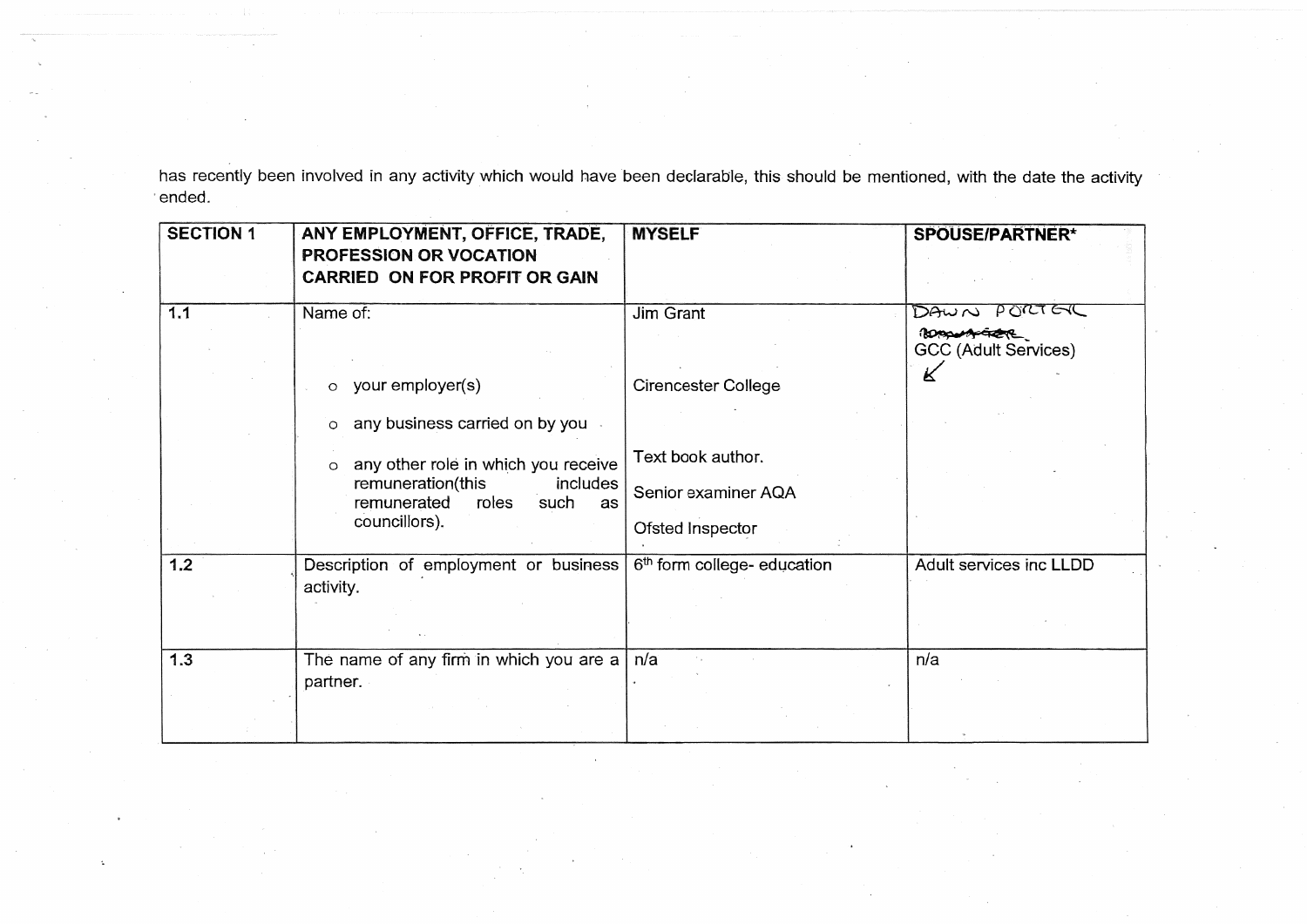has recently been involved in any activity which would have been declarable, this should be mentioned, with the date the activity ended.

| SECTION 1 | ANY EMPLOYMENT, OFFICE, TRADE, PROFESSION OR VOCATION CARRIED ON FOR PROFIT OR GAIN | MYSELF | SPOUSE/PARTNER* |
|---|---|---|---|
| 1.1 | Name of:<br><br>o your employer(s)<br><br>o any business carried on by you<br><br>o any other role in which you receive remuneration(this includes remunerated roles such as councillors). | Jim Grant<br><br>Cirencester College<br><br>Text book author.<br><br>Senior examiner AQA<br><br>Ofsted Inspector | DAWN PORTER<br>~~[illegible]~~<br>GCC (Adult Services) |
| 1.2 | Description of employment or business activity. | 6th form college- education | Adult services inc LLDD |
| 1.3 | The name of any firm in which you are a partner. | n/a | n/a |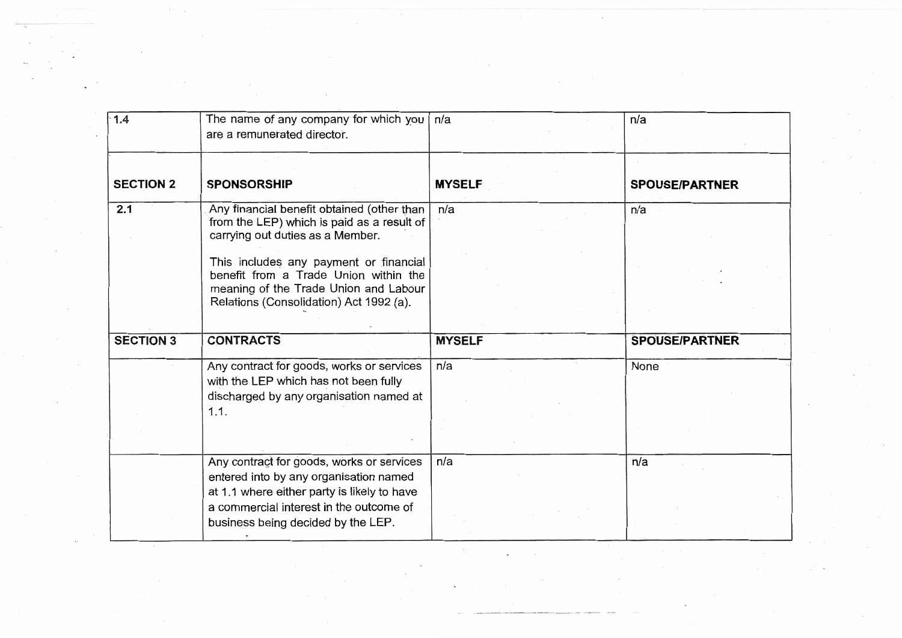| 1.4 | The name of any company for which you are a remunerated director. | n/a | n/a |
|---|---|---|---|
| **SECTION 2** | **SPONSORSHIP** | **MYSELF** | **SPOUSE/PARTNER** |
| 2.1 | Any financial benefit obtained (other than from the LEP) which is paid as a result of carrying out duties as a Member.<br><br>This includes any payment or financial benefit from a Trade Union within the meaning of the Trade Union and Labour Relations (Consolidation) Act 1992 (a). | n/a | n/a |
| **SECTION 3** | **CONTRACTS** | **MYSELF** | **SPOUSE/PARTNER** |
| | Any contract for goods, works or services with the LEP which has not been fully discharged by any organisation named at 1.1. | n/a | None |
| | Any contract for goods, works or services entered into by any organisation named at 1.1 where either party is likely to have a commercial interest in the outcome of business being decided by the LEP. | n/a | n/a |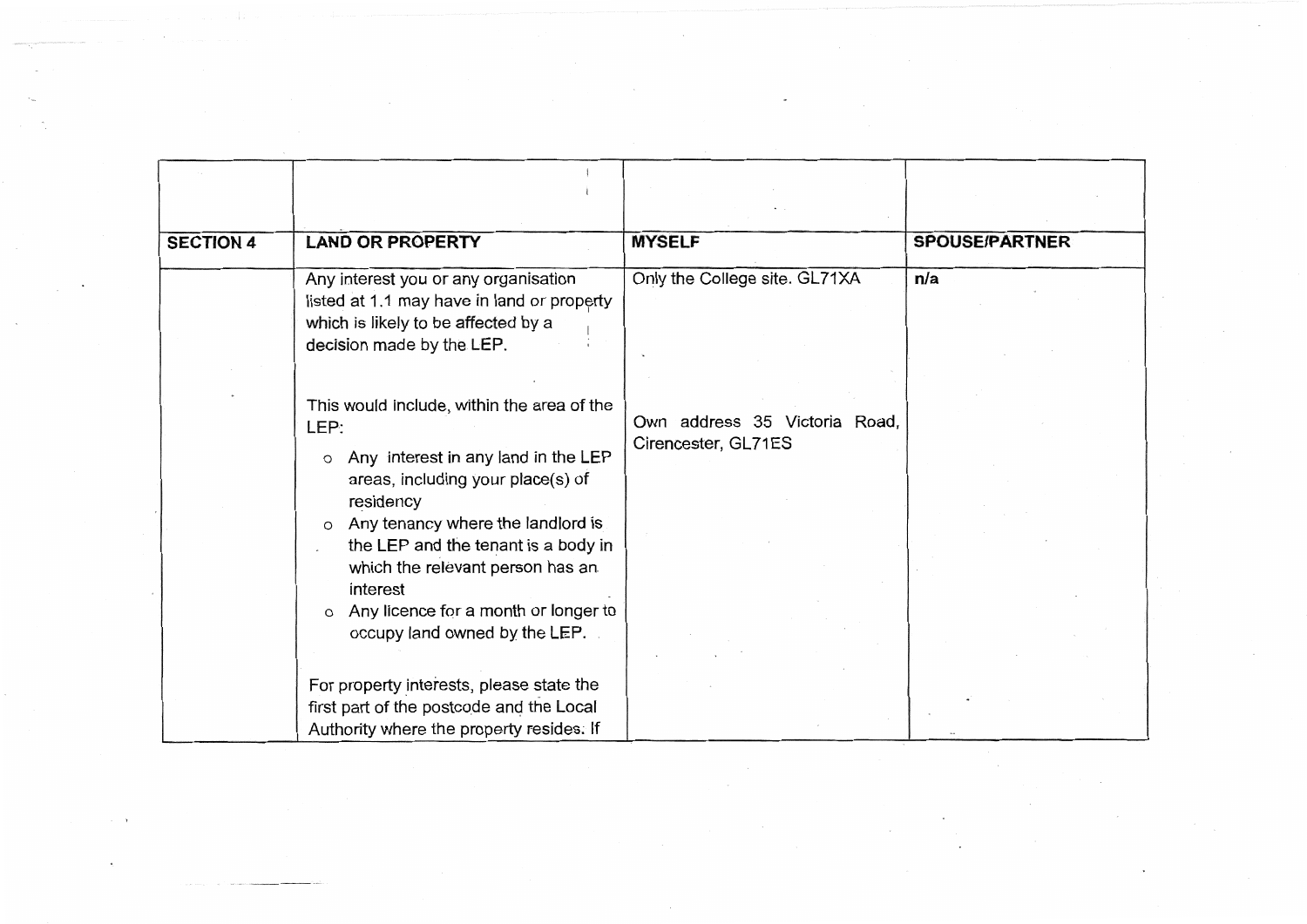| | | | |
|---|---|---|---|
| **SECTION 4** | **LAND OR PROPERTY** | **MYSELF** | **SPOUSE/PARTNER** |
| | Any interest you or any organisation listed at 1.1 may have in land or property which is likely to be affected by a decision made by the LEP.<br><br>This would include, within the area of the LEP:<br>o Any interest in any land in the LEP areas, including your place(s) of residency<br>o Any tenancy where the landlord is the LEP and the tenant is a body in which the relevant person has an interest<br>o Any licence for a month or longer to occupy land owned by the LEP.<br><br>For property interests, please state the first part of the postcode and the Local Authority where the property resides. If | Only the College site. GL71XA<br><br>Own address 35 Victoria Road, Cirencester, GL71ES | **n/a** |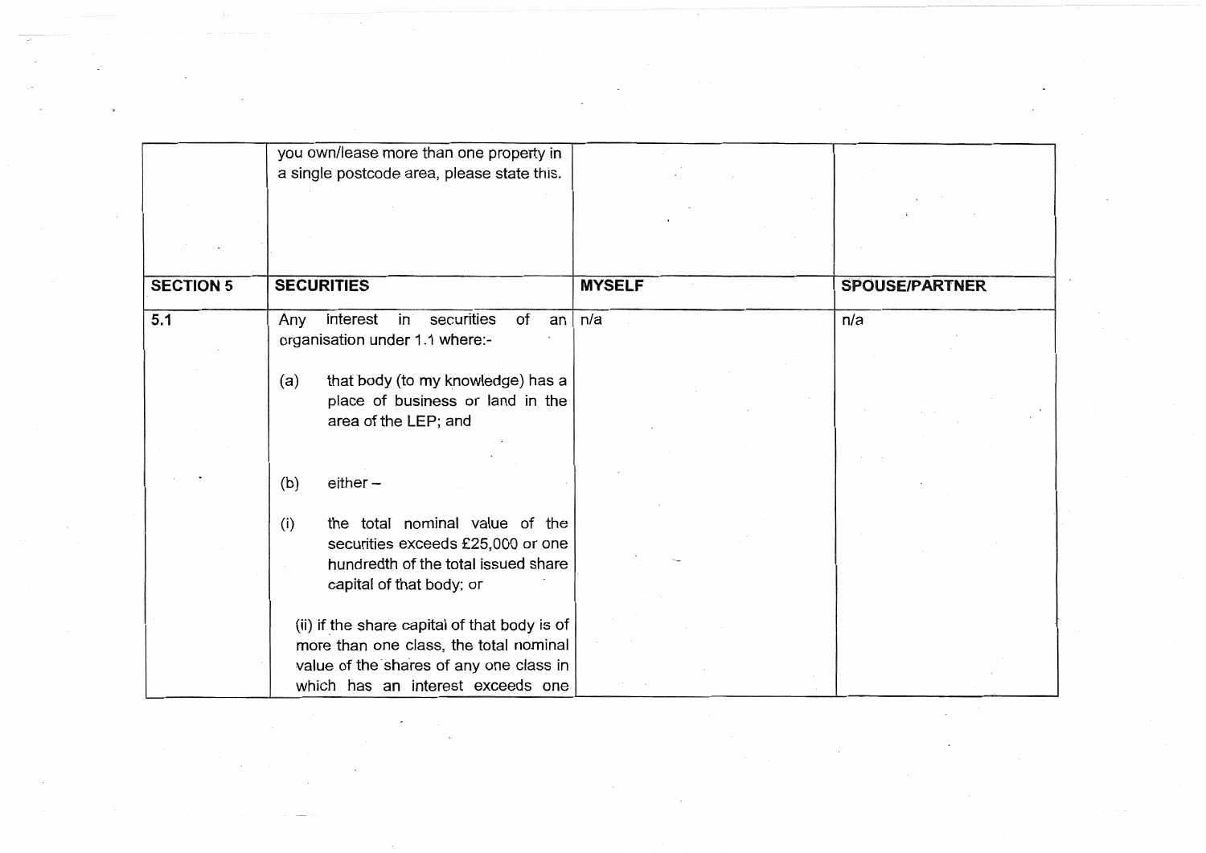| | | | |
|---|---|---|---|
| | you own/lease more than one property in a single postcode area, please state this. | | |
| **SECTION 5** | **SECURITIES** | **MYSELF** | **SPOUSE/PARTNER** |
| **5.1** | Any interest in securities of an organisation under 1.1 where:-<br><br>(a) that body (to my knowledge) has a place of business or land in the area of the LEP; and<br><br>(b) either –<br><br>(i) the total nominal value of the securities exceeds £25,000 or one hundredth of the total issued share capital of that body; or<br><br>(ii) if the share capital of that body is of more than one class, the total nominal value of the shares of any one class in which has an interest exceeds one | n/a | n/a |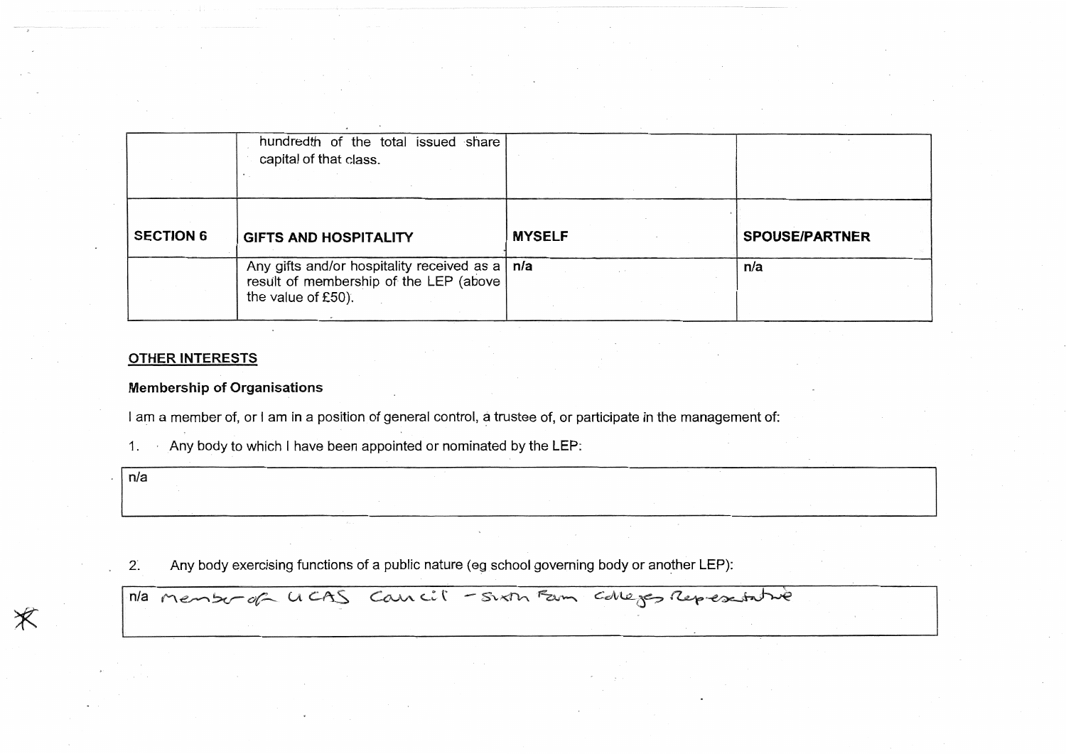| | hundredth of the total issued share capital of that class. | | |
|---|---|---|---|
| **SECTION 6** | **GIFTS AND HOSPITALITY** | **MYSELF** | **SPOUSE/PARTNER** |
| | Any gifts and/or hospitality received as a result of membership of the LEP (above the value of £50). | **n/a** | **n/a** |

**OTHER INTERESTS**

**Membership of Organisations**

I am a member of, or I am in a position of general control, a trustee of, or participate in the management of:

1. Any body to which I have been appointed or nominated by the LEP:

| n/a |
|---|

2. Any body exercising functions of a public nature (eg school governing body or another LEP):

| n/a Member of UCAS Council - Sixth Form Colleges Representative |
|---|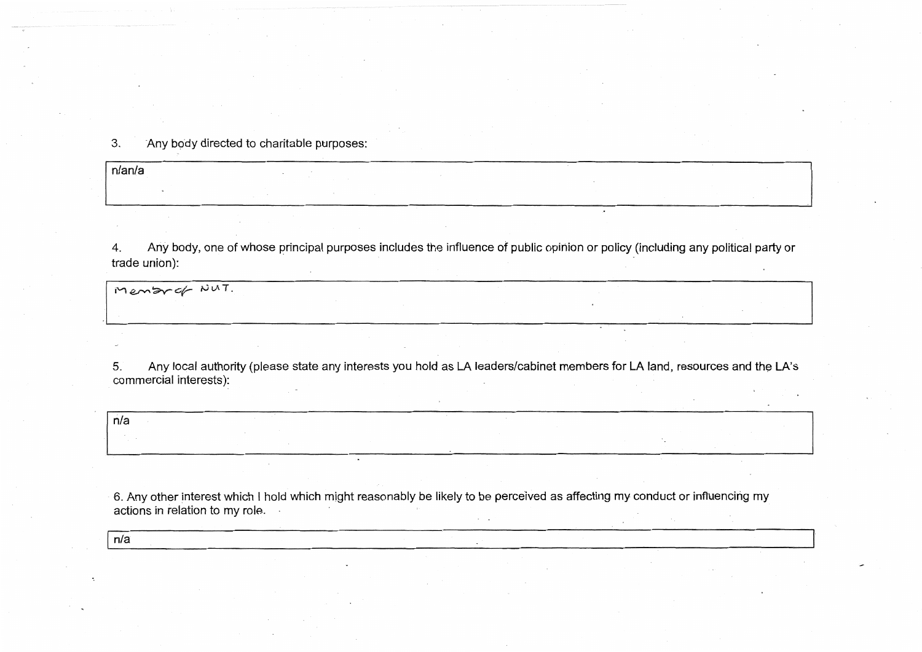3. Any body directed to charitable purposes:

| n/an/a |
|---|

4. Any body, one of whose principal purposes includes the influence of public opinion or policy (including any political party or trade union):

| Member of NUT. |
|---|

5. Any local authority (please state any interests you hold as LA leaders/cabinet members for LA land, resources and the LA's commercial interests):

| n/a |
|---|

6. Any other interest which I hold which might reasonably be likely to be perceived as affecting my conduct or influencing my actions in relation to my role.

| n/a |
|---|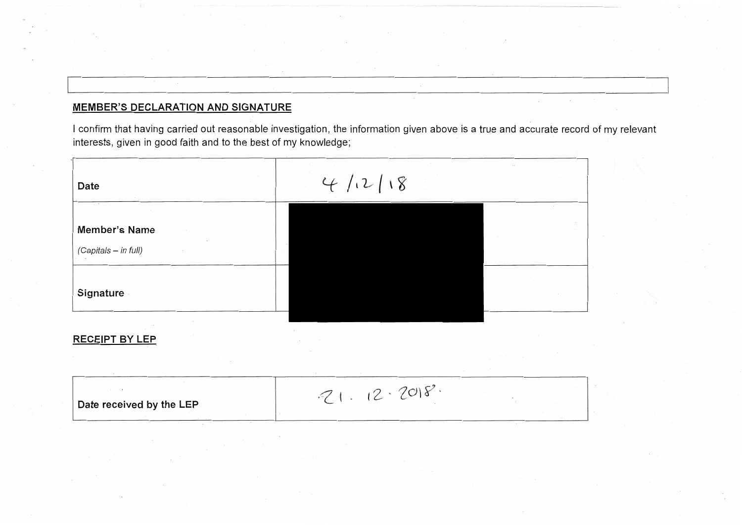## MEMBER'S DECLARATION AND SIGNATURE

I confirm that having carried out reasonable investigation, the information given above is a true and accurate record of my relevant interests, given in good faith and to the best of my knowledge;

| | |
|---|---|
| Date | 4/12/18 |
| Member's Name<br>*(Capitals – in full)* | |
| Signature | |

## RECEIPT BY LEP

| | |
|---|---|
| Date received by the LEP | 21.12.2018. |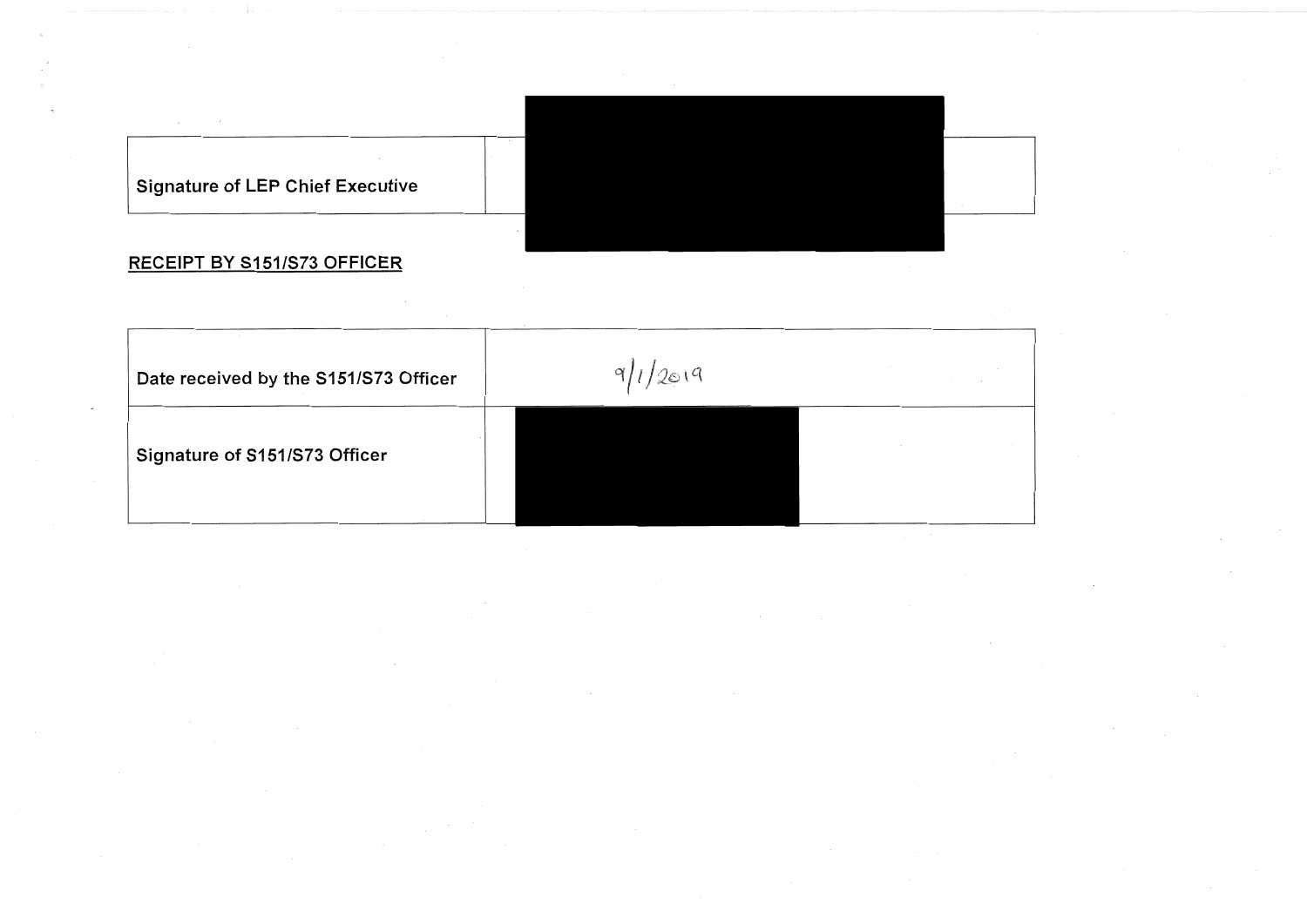| | |
|---|---|
| Signature of LEP Chief Executive | |

## RECEIPT BY S151/S73 OFFICER

| | |
|---|---|
| Date received by the S151/S73 Officer | 9/1/2019 |
| Signature of S151/S73 Officer | |